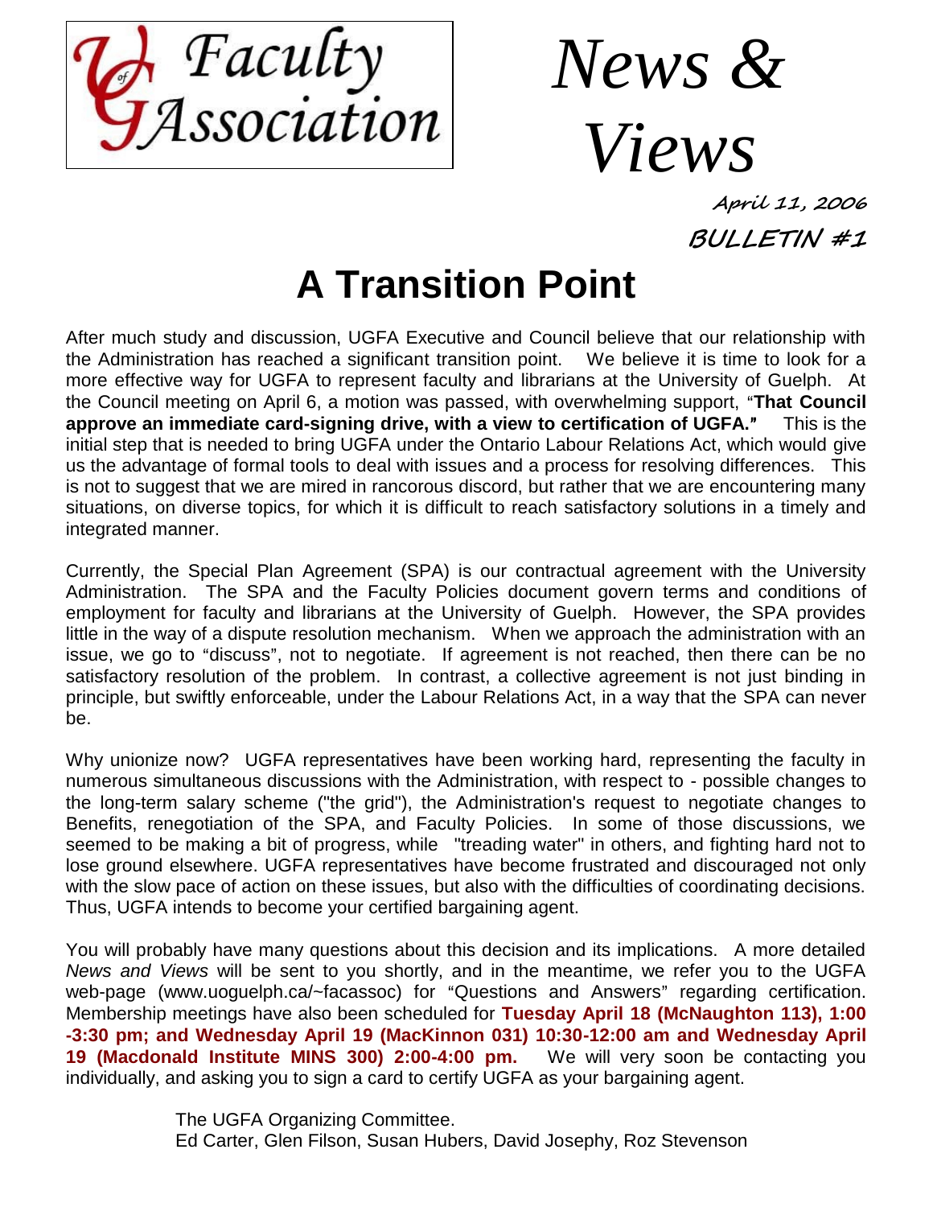U of G Faculty Association

# News & Views

**April 11, 2006**

**BULLETIN #1**

# A Transition Point

After much study and discussion, UGFA Executive and Council believe that our relationship with the Administration has reached a significant transition point. We believe it is time to look for a more effective way for UGFA to represent faculty and librarians at the University of Guelph. At the Council meeting on April 6, a motion was passed, with overwhelming support, "**That Council approve an immediate card-signing drive, with a view to certification of UGFA.**" This is the initial step that is needed to bring UGFA under the Ontario Labour Relations Act, which would give us the advantage of formal tools to deal with issues and a process for resolving differences. This is not to suggest that we are mired in rancorous discord, but rather that we are encountering many situations, on diverse topics, for which it is difficult to reach satisfactory solutions in a timely and integrated manner.

Currently, the Special Plan Agreement (SPA) is our contractual agreement with the University Administration. The SPA and the Faculty Policies document govern terms and conditions of employment for faculty and librarians at the University of Guelph. However, the SPA provides little in the way of a dispute resolution mechanism. When we approach the administration with an issue, we go to "discuss", not to negotiate. If agreement is not reached, then there can be no satisfactory resolution of the problem. In contrast, a collective agreement is not just binding in principle, but swiftly enforceable, under the Labour Relations Act, in a way that the SPA can never be.

Why unionize now? UGFA representatives have been working hard, representing the faculty in numerous simultaneous discussions with the Administration, with respect to - possible changes to the long-term salary scheme ("the grid"), the Administration's request to negotiate changes to Benefits, renegotiation of the SPA, and Faculty Policies. In some of those discussions, we seemed to be making a bit of progress, while "treading water" in others, and fighting hard not to lose ground elsewhere. UGFA representatives have become frustrated and discouraged not only with the slow pace of action on these issues, but also with the difficulties of coordinating decisions. Thus, UGFA intends to become your certified bargaining agent.

You will probably have many questions about this decision and its implications. A more detailed *News and Views* will be sent to you shortly, and in the meantime, we refer you to the UGFA web-page (www.uoguelph.ca/~facassoc) for "Questions and Answers" regarding certification. Membership meetings have also been scheduled for **Tuesday April 18 (McNaughton 113), 1:00 -3:30 pm; and Wednesday April 19 (MacKinnon 031) 10:30-12:00 am and Wednesday April 19 (Macdonald Institute MINS 300) 2:00-4:00 pm.** We will very soon be contacting you individually, and asking you to sign a card to certify UGFA as your bargaining agent.

The UGFA Organizing Committee.
Ed Carter, Glen Filson, Susan Hubers, David Josephy, Roz Stevenson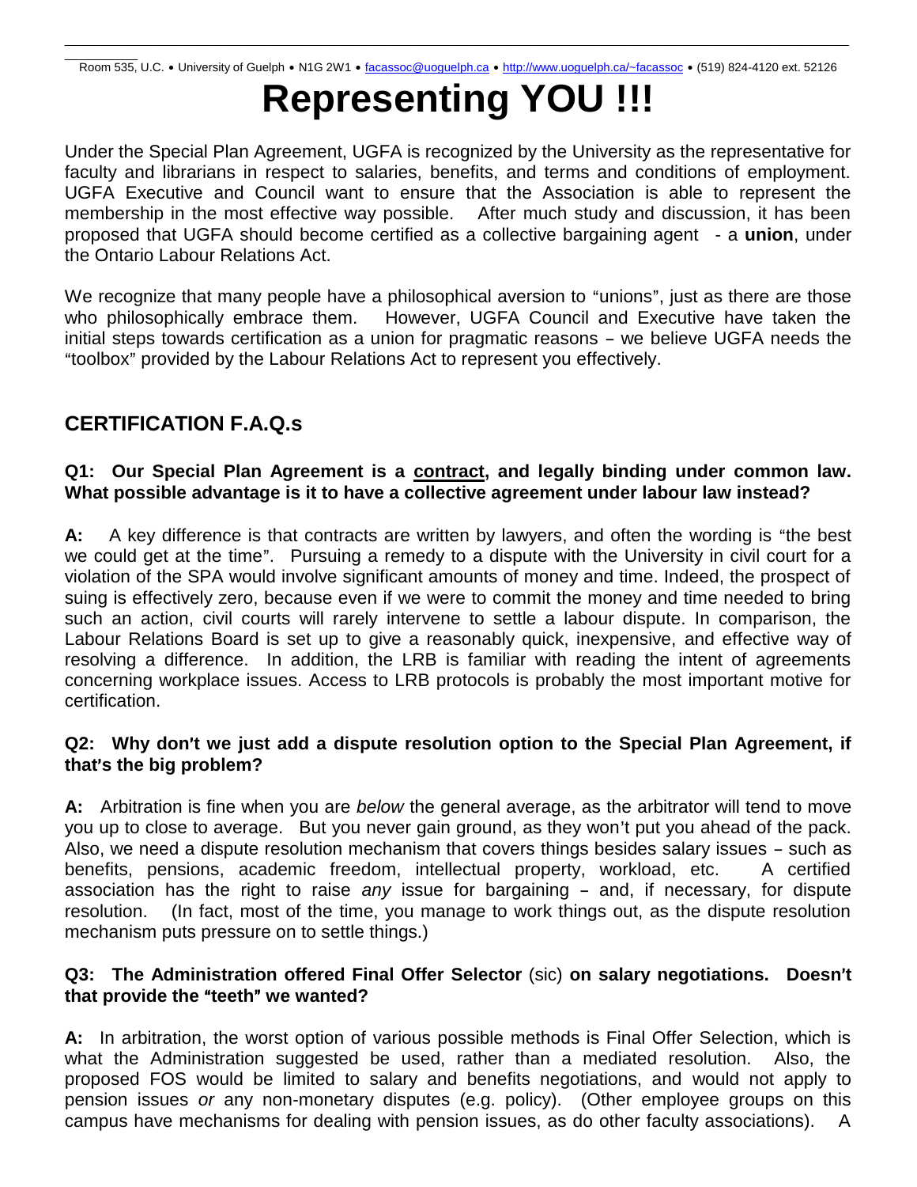Room 535, U.C. • University of Guelph • N1G 2W1 • facassoc@uoguelph.ca • http://www.uoguelph.ca/~facassoc • (519) 824-4120 ext. 52126

# Representing YOU !!!

Under the Special Plan Agreement, UGFA is recognized by the University as the representative for faculty and librarians in respect to salaries, benefits, and terms and conditions of employment. UGFA Executive and Council want to ensure that the Association is able to represent the membership in the most effective way possible. After much study and discussion, it has been proposed that UGFA should become certified as a collective bargaining agent - a **union**, under the Ontario Labour Relations Act.

We recognize that many people have a philosophical aversion to "unions", just as there are those who philosophically embrace them. However, UGFA Council and Executive have taken the initial steps towards certification as a union for pragmatic reasons – we believe UGFA needs the "toolbox" provided by the Labour Relations Act to represent you effectively.

## CERTIFICATION F.A.Q.s

**Q1: Our Special Plan Agreement is a contract, and legally binding under common law. What possible advantage is it to have a collective agreement under labour law instead?**

**A:** A key difference is that contracts are written by lawyers, and often the wording is "the best we could get at the time". Pursuing a remedy to a dispute with the University in civil court for a violation of the SPA would involve significant amounts of money and time. Indeed, the prospect of suing is effectively zero, because even if we were to commit the money and time needed to bring such an action, civil courts will rarely intervene to settle a labour dispute. In comparison, the Labour Relations Board is set up to give a reasonably quick, inexpensive, and effective way of resolving a difference. In addition, the LRB is familiar with reading the intent of agreements concerning workplace issues. Access to LRB protocols is probably the most important motive for certification.

**Q2: Why don't we just add a dispute resolution option to the Special Plan Agreement, if that's the big problem?**

**A:** Arbitration is fine when you are *below* the general average, as the arbitrator will tend to move you up to close to average. But you never gain ground, as they won't put you ahead of the pack. Also, we need a dispute resolution mechanism that covers things besides salary issues – such as benefits, pensions, academic freedom, intellectual property, workload, etc. A certified association has the right to raise *any* issue for bargaining – and, if necessary, for dispute resolution. (In fact, most of the time, you manage to work things out, as the dispute resolution mechanism puts pressure on to settle things.)

**Q3: The Administration offered Final Offer Selector** (sic) **on salary negotiations. Doesn't that provide the "teeth" we wanted?**

**A:** In arbitration, the worst option of various possible methods is Final Offer Selection, which is what the Administration suggested be used, rather than a mediated resolution. Also, the proposed FOS would be limited to salary and benefits negotiations, and would not apply to pension issues *or* any non-monetary disputes (e.g. policy). (Other employee groups on this campus have mechanisms for dealing with pension issues, as do other faculty associations). A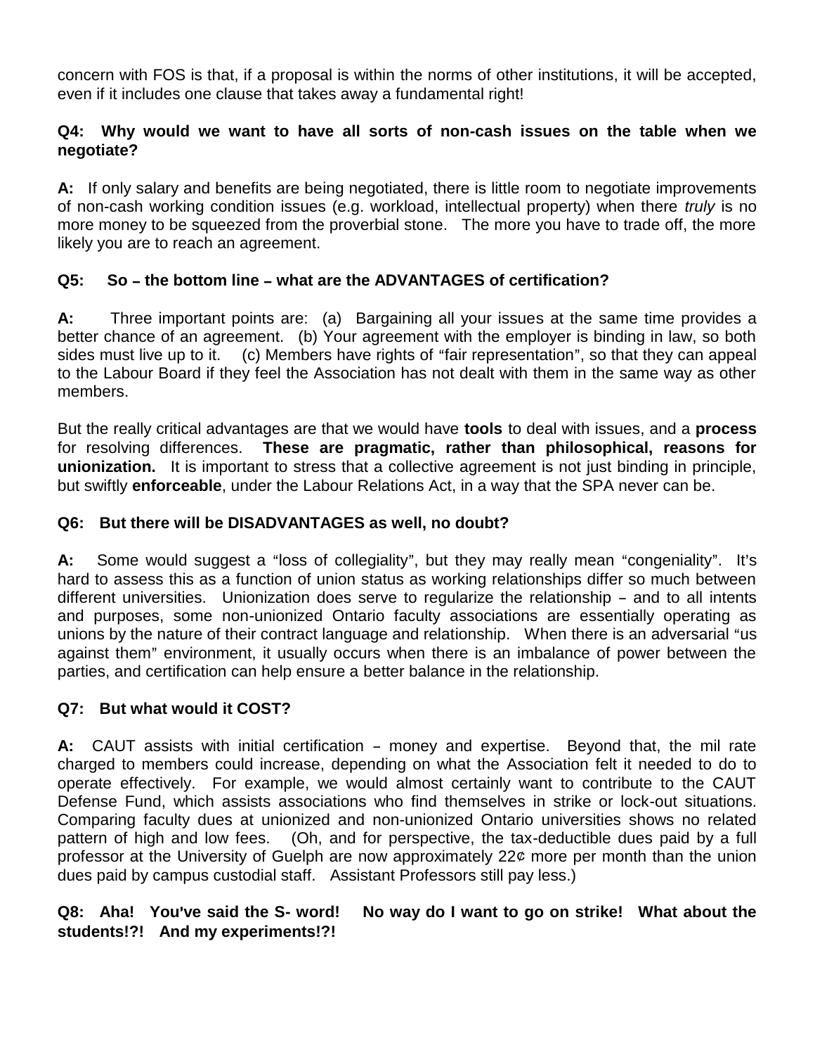concern with FOS is that, if a proposal is within the norms of other institutions, it will be accepted, even if it includes one clause that takes away a fundamental right!

**Q4: Why would we want to have all sorts of non-cash issues on the table when we negotiate?**

**A:** If only salary and benefits are being negotiated, there is little room to negotiate improvements of non-cash working condition issues (e.g. workload, intellectual property) when there *truly* is no more money to be squeezed from the proverbial stone. The more you have to trade off, the more likely you are to reach an agreement.

**Q5: So – the bottom line – what are the ADVANTAGES of certification?**

**A:** Three important points are: (a) Bargaining all your issues at the same time provides a better chance of an agreement. (b) Your agreement with the employer is binding in law, so both sides must live up to it. (c) Members have rights of "fair representation", so that they can appeal to the Labour Board if they feel the Association has not dealt with them in the same way as other members.

But the really critical advantages are that we would have **tools** to deal with issues, and a **process** for resolving differences. **These are pragmatic, rather than philosophical, reasons for unionization.** It is important to stress that a collective agreement is not just binding in principle, but swiftly **enforceable**, under the Labour Relations Act, in a way that the SPA never can be.

**Q6: But there will be DISADVANTAGES as well, no doubt?**

**A:** Some would suggest a "loss of collegiality", but they may really mean "congeniality". It's hard to assess this as a function of union status as working relationships differ so much between different universities. Unionization does serve to regularize the relationship – and to all intents and purposes, some non-unionized Ontario faculty associations are essentially operating as unions by the nature of their contract language and relationship. When there is an adversarial "us against them" environment, it usually occurs when there is an imbalance of power between the parties, and certification can help ensure a better balance in the relationship.

**Q7: But what would it COST?**

**A:** CAUT assists with initial certification – money and expertise. Beyond that, the mil rate charged to members could increase, depending on what the Association felt it needed to do to operate effectively. For example, we would almost certainly want to contribute to the CAUT Defense Fund, which assists associations who find themselves in strike or lock-out situations. Comparing faculty dues at unionized and non-unionized Ontario universities shows no related pattern of high and low fees. (Oh, and for perspective, the tax-deductible dues paid by a full professor at the University of Guelph are now approximately 22¢ more per month than the union dues paid by campus custodial staff. Assistant Professors still pay less.)

**Q8: Aha! You've said the S- word! No way do I want to go on strike! What about the students!?! And my experiments!?!**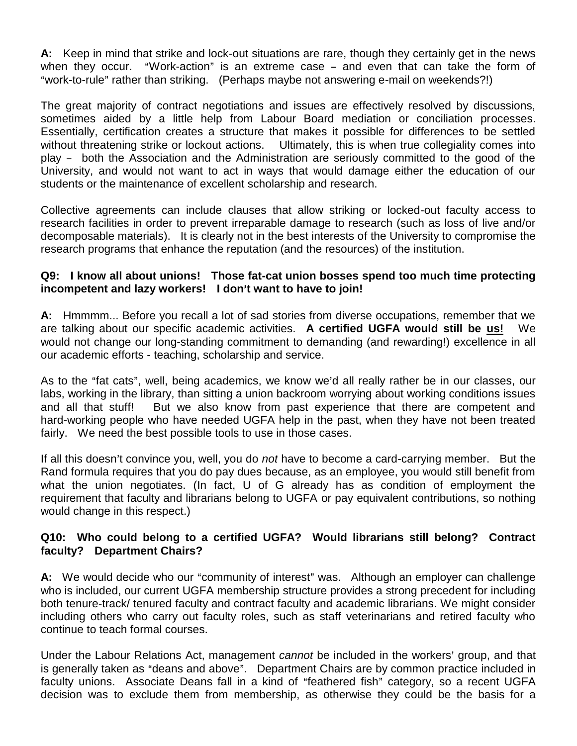**A:** Keep in mind that strike and lock-out situations are rare, though they certainly get in the news when they occur. "Work-action" is an extreme case – and even that can take the form of "work-to-rule" rather than striking. (Perhaps maybe not answering e-mail on weekends?!)

The great majority of contract negotiations and issues are effectively resolved by discussions, sometimes aided by a little help from Labour Board mediation or conciliation processes. Essentially, certification creates a structure that makes it possible for differences to be settled without threatening strike or lockout actions. Ultimately, this is when true collegiality comes into play – both the Association and the Administration are seriously committed to the good of the University, and would not want to act in ways that would damage either the education of our students or the maintenance of excellent scholarship and research.

Collective agreements can include clauses that allow striking or locked-out faculty access to research facilities in order to prevent irreparable damage to research (such as loss of live and/or decomposable materials). It is clearly not in the best interests of the University to compromise the research programs that enhance the reputation (and the resources) of the institution.

**Q9: I know all about unions! Those fat-cat union bosses spend too much time protecting incompetent and lazy workers! I don't want to have to join!**

**A:** Hmmmm... Before you recall a lot of sad stories from diverse occupations, remember that we are talking about our specific academic activities. **A certified UGFA would still be <u>us!</u>** We would not change our long-standing commitment to demanding (and rewarding!) excellence in all our academic efforts - teaching, scholarship and service.

As to the "fat cats", well, being academics, we know we'd all really rather be in our classes, our labs, working in the library, than sitting a union backroom worrying about working conditions issues and all that stuff! But we also know from past experience that there are competent and hard-working people who have needed UGFA help in the past, when they have not been treated fairly. We need the best possible tools to use in those cases.

If all this doesn't convince you, well, you do *not* have to become a card-carrying member. But the Rand formula requires that you do pay dues because, as an employee, you would still benefit from what the union negotiates. (In fact, U of G already has as condition of employment the requirement that faculty and librarians belong to UGFA or pay equivalent contributions, so nothing would change in this respect.)

**Q10: Who could belong to a certified UGFA? Would librarians still belong? Contract faculty? Department Chairs?**

**A:** We would decide who our "community of interest" was. Although an employer can challenge who is included, our current UGFA membership structure provides a strong precedent for including both tenure-track/ tenured faculty and contract faculty and academic librarians. We might consider including others who carry out faculty roles, such as staff veterinarians and retired faculty who continue to teach formal courses.

Under the Labour Relations Act, management *cannot* be included in the workers' group, and that is generally taken as "deans and above". Department Chairs are by common practice included in faculty unions. Associate Deans fall in a kind of "feathered fish" category, so a recent UGFA decision was to exclude them from membership, as otherwise they could be the basis for a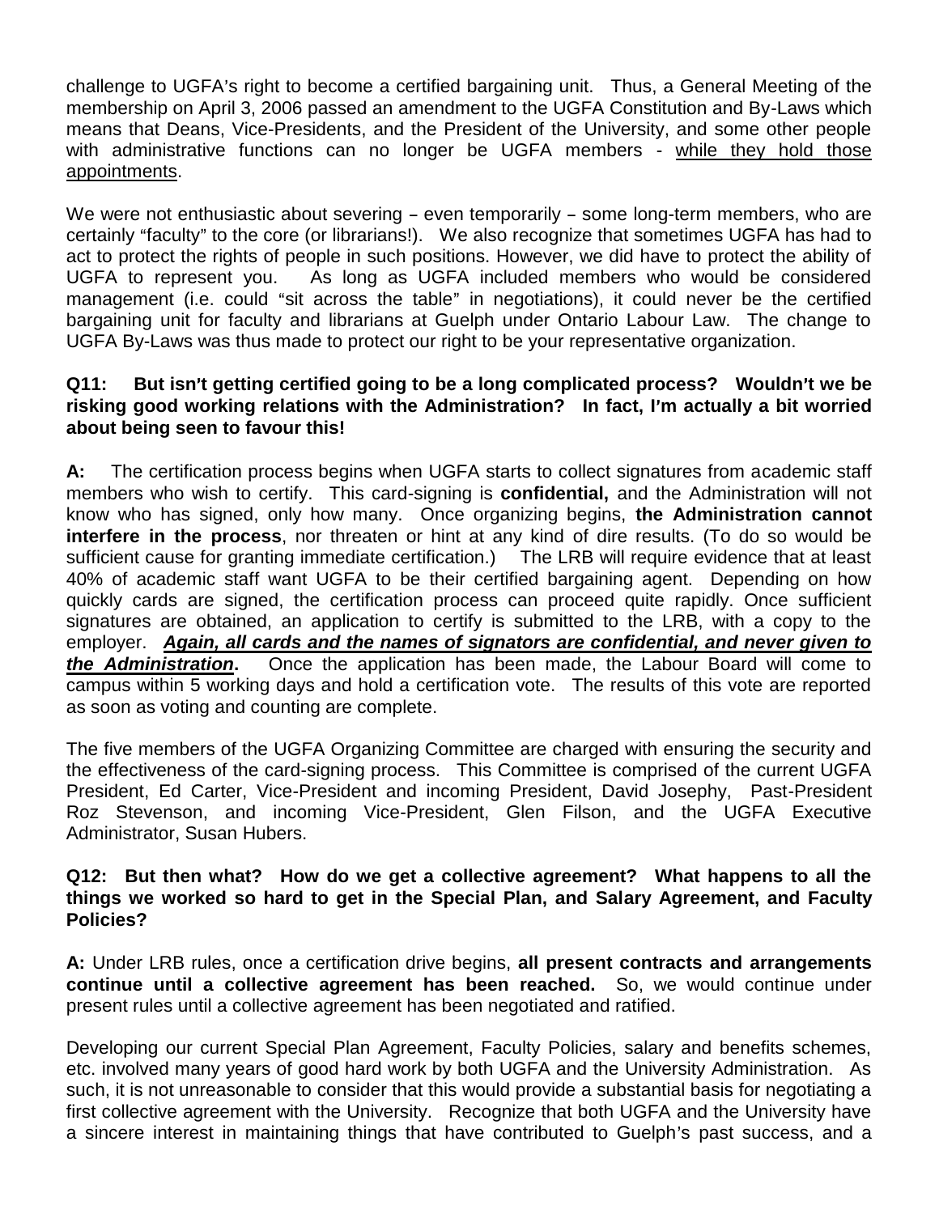challenge to UGFA's right to become a certified bargaining unit. Thus, a General Meeting of the membership on April 3, 2006 passed an amendment to the UGFA Constitution and By-Laws which means that Deans, Vice-Presidents, and the President of the University, and some other people with administrative functions can no longer be UGFA members - while they hold those appointments.

We were not enthusiastic about severing – even temporarily – some long-term members, who are certainly "faculty" to the core (or librarians!). We also recognize that sometimes UGFA has had to act to protect the rights of people in such positions. However, we did have to protect the ability of UGFA to represent you. As long as UGFA included members who would be considered management (i.e. could "sit across the table" in negotiations), it could never be the certified bargaining unit for faculty and librarians at Guelph under Ontario Labour Law. The change to UGFA By-Laws was thus made to protect our right to be your representative organization.

**Q11: But isn't getting certified going to be a long complicated process? Wouldn't we be risking good working relations with the Administration? In fact, I'm actually a bit worried about being seen to favour this!**

**A:** The certification process begins when UGFA starts to collect signatures from academic staff members who wish to certify. This card-signing is **confidential,** and the Administration will not know who has signed, only how many. Once organizing begins, **the Administration cannot interfere in the process**, nor threaten or hint at any kind of dire results. (To do so would be sufficient cause for granting immediate certification.) The LRB will require evidence that at least 40% of academic staff want UGFA to be their certified bargaining agent. Depending on how quickly cards are signed, the certification process can proceed quite rapidly. Once sufficient signatures are obtained, an application to certify is submitted to the LRB, with a copy to the employer. ***Again, all cards and the names of signators are confidential, and never given to the Administration*.** Once the application has been made, the Labour Board will come to campus within 5 working days and hold a certification vote. The results of this vote are reported as soon as voting and counting are complete.

The five members of the UGFA Organizing Committee are charged with ensuring the security and the effectiveness of the card-signing process. This Committee is comprised of the current UGFA President, Ed Carter, Vice-President and incoming President, David Josephy, Past-President Roz Stevenson, and incoming Vice-President, Glen Filson, and the UGFA Executive Administrator, Susan Hubers.

**Q12: But then what? How do we get a collective agreement? What happens to all the things we worked so hard to get in the Special Plan, and Salary Agreement, and Faculty Policies?**

**A:** Under LRB rules, once a certification drive begins, **all present contracts and arrangements continue until a collective agreement has been reached.** So, we would continue under present rules until a collective agreement has been negotiated and ratified.

Developing our current Special Plan Agreement, Faculty Policies, salary and benefits schemes, etc. involved many years of good hard work by both UGFA and the University Administration. As such, it is not unreasonable to consider that this would provide a substantial basis for negotiating a first collective agreement with the University. Recognize that both UGFA and the University have a sincere interest in maintaining things that have contributed to Guelph's past success, and a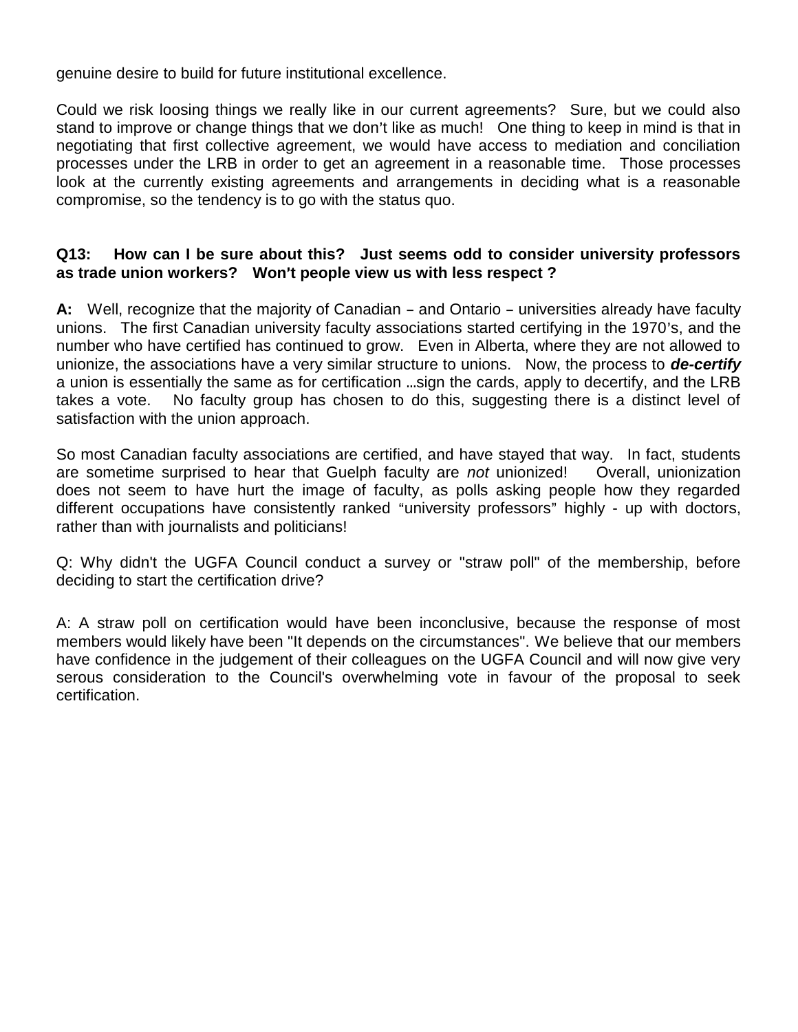genuine desire to build for future institutional excellence.

Could we risk loosing things we really like in our current agreements? Sure, but we could also stand to improve or change things that we don't like as much! One thing to keep in mind is that in negotiating that first collective agreement, we would have access to mediation and conciliation processes under the LRB in order to get an agreement in a reasonable time. Those processes look at the currently existing agreements and arrangements in deciding what is a reasonable compromise, so the tendency is to go with the status quo.

**Q13: How can I be sure about this? Just seems odd to consider university professors as trade union workers? Won't people view us with less respect ?**

**A:** Well, recognize that the majority of Canadian – and Ontario – universities already have faculty unions. The first Canadian university faculty associations started certifying in the 1970's, and the number who have certified has continued to grow. Even in Alberta, where they are not allowed to unionize, the associations have a very similar structure to unions. Now, the process to ***de-certify*** a union is essentially the same as for certification …sign the cards, apply to decertify, and the LRB takes a vote. No faculty group has chosen to do this, suggesting there is a distinct level of satisfaction with the union approach.

So most Canadian faculty associations are certified, and have stayed that way. In fact, students are sometime surprised to hear that Guelph faculty are *not* unionized! Overall, unionization does not seem to have hurt the image of faculty, as polls asking people how they regarded different occupations have consistently ranked "university professors" highly - up with doctors, rather than with journalists and politicians!

Q: Why didn't the UGFA Council conduct a survey or "straw poll" of the membership, before deciding to start the certification drive?

A: A straw poll on certification would have been inconclusive, because the response of most members would likely have been "It depends on the circumstances". We believe that our members have confidence in the judgement of their colleagues on the UGFA Council and will now give very serous consideration to the Council's overwhelming vote in favour of the proposal to seek certification.